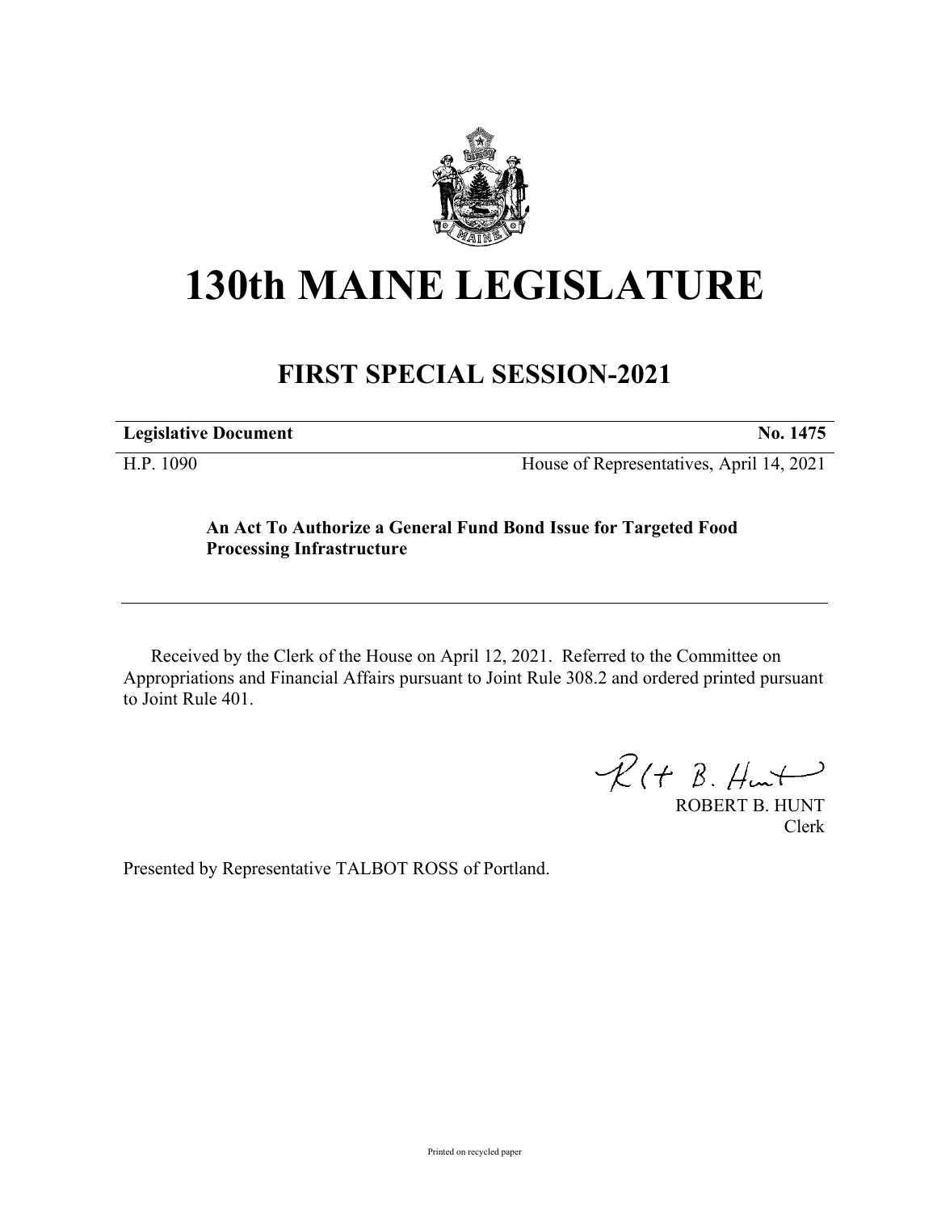# 130th MAINE LEGISLATURE

## FIRST SPECIAL SESSION-2021

| **Legislative Document** | **No. 1475** |
|---|---|
| H.P. 1090 | House of Representatives, April 14, 2021 |

**An Act To Authorize a General Fund Bond Issue for Targeted Food Processing Infrastructure**

Received by the Clerk of the House on April 12, 2021. Referred to the Committee on Appropriations and Financial Affairs pursuant to Joint Rule 308.2 and ordered printed pursuant to Joint Rule 401.

ROBERT B. HUNT
Clerk

Presented by Representative TALBOT ROSS of Portland.

Printed on recycled paper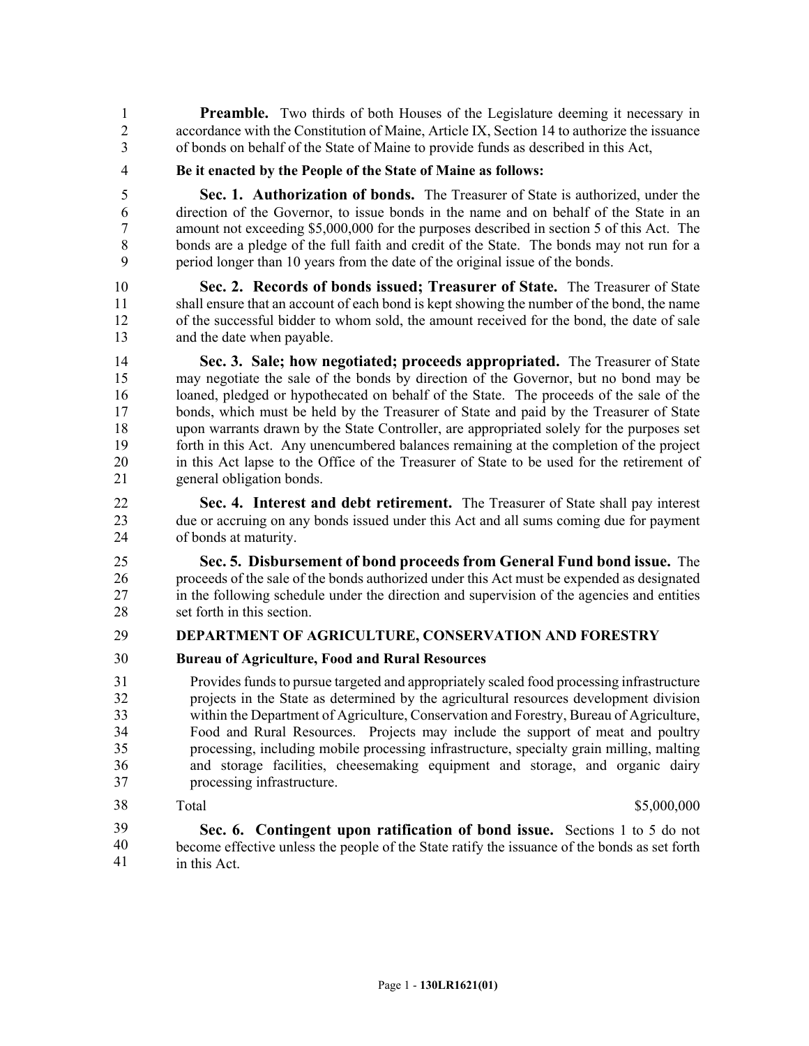**Preamble.** Two thirds of both Houses of the Legislature deeming it necessary in accordance with the Constitution of Maine, Article IX, Section 14 to authorize the issuance of bonds on behalf of the State of Maine to provide funds as described in this Act,

**Be it enacted by the People of the State of Maine as follows:**

**Sec. 1. Authorization of bonds.** The Treasurer of State is authorized, under the direction of the Governor, to issue bonds in the name and on behalf of the State in an amount not exceeding $5,000,000 for the purposes described in section 5 of this Act. The bonds are a pledge of the full faith and credit of the State. The bonds may not run for a period longer than 10 years from the date of the original issue of the bonds.

**Sec. 2. Records of bonds issued; Treasurer of State.** The Treasurer of State shall ensure that an account of each bond is kept showing the number of the bond, the name of the successful bidder to whom sold, the amount received for the bond, the date of sale and the date when payable.

**Sec. 3. Sale; how negotiated; proceeds appropriated.** The Treasurer of State may negotiate the sale of the bonds by direction of the Governor, but no bond may be loaned, pledged or hypothecated on behalf of the State. The proceeds of the sale of the bonds, which must be held by the Treasurer of State and paid by the Treasurer of State upon warrants drawn by the State Controller, are appropriated solely for the purposes set forth in this Act. Any unencumbered balances remaining at the completion of the project in this Act lapse to the Office of the Treasurer of State to be used for the retirement of general obligation bonds.

**Sec. 4. Interest and debt retirement.** The Treasurer of State shall pay interest due or accruing on any bonds issued under this Act and all sums coming due for payment of bonds at maturity.

**Sec. 5. Disbursement of bond proceeds from General Fund bond issue.** The proceeds of the sale of the bonds authorized under this Act must be expended as designated in the following schedule under the direction and supervision of the agencies and entities set forth in this section.

**DEPARTMENT OF AGRICULTURE, CONSERVATION AND FORESTRY**

**Bureau of Agriculture, Food and Rural Resources**

Provides funds to pursue targeted and appropriately scaled food processing infrastructure projects in the State as determined by the agricultural resources development division within the Department of Agriculture, Conservation and Forestry, Bureau of Agriculture, Food and Rural Resources. Projects may include the support of meat and poultry processing, including mobile processing infrastructure, specialty grain milling, malting and storage facilities, cheesemaking equipment and storage, and organic dairy processing infrastructure.

| Total | $5,000,000 |
|---|---|

**Sec. 6. Contingent upon ratification of bond issue.** Sections 1 to 5 do not become effective unless the people of the State ratify the issuance of the bonds as set forth in this Act.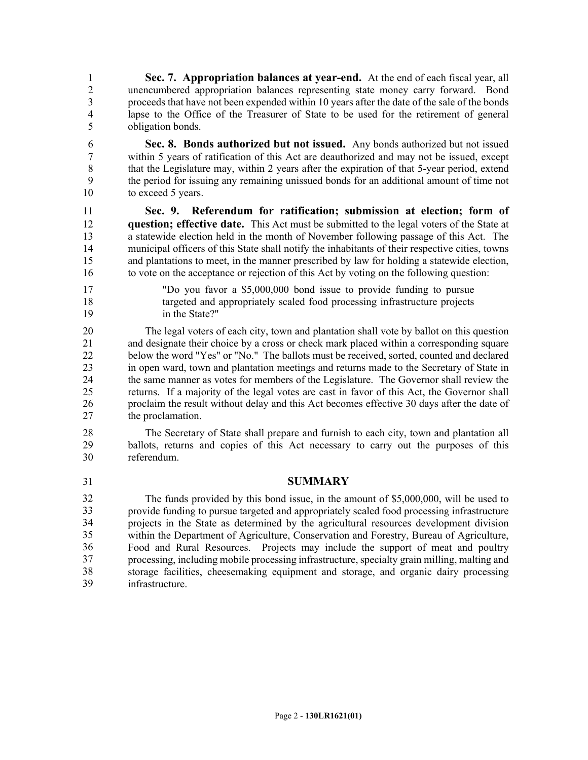**Sec. 7. Appropriation balances at year-end.** At the end of each fiscal year, all unencumbered appropriation balances representing state money carry forward. Bond proceeds that have not been expended within 10 years after the date of the sale of the bonds lapse to the Office of the Treasurer of State to be used for the retirement of general obligation bonds.

**Sec. 8. Bonds authorized but not issued.** Any bonds authorized but not issued within 5 years of ratification of this Act are deauthorized and may not be issued, except that the Legislature may, within 2 years after the expiration of that 5-year period, extend the period for issuing any remaining unissued bonds for an additional amount of time not to exceed 5 years.

**Sec. 9. Referendum for ratification; submission at election; form of question; effective date.** This Act must be submitted to the legal voters of the State at a statewide election held in the month of November following passage of this Act. The municipal officers of this State shall notify the inhabitants of their respective cities, towns and plantations to meet, in the manner prescribed by law for holding a statewide election, to vote on the acceptance or rejection of this Act by voting on the following question:

> "Do you favor a $5,000,000 bond issue to provide funding to pursue targeted and appropriately scaled food processing infrastructure projects in the State?"

The legal voters of each city, town and plantation shall vote by ballot on this question and designate their choice by a cross or check mark placed within a corresponding square below the word "Yes" or "No." The ballots must be received, sorted, counted and declared in open ward, town and plantation meetings and returns made to the Secretary of State in the same manner as votes for members of the Legislature. The Governor shall review the returns. If a majority of the legal votes are cast in favor of this Act, the Governor shall proclaim the result without delay and this Act becomes effective 30 days after the date of the proclamation.

The Secretary of State shall prepare and furnish to each city, town and plantation all ballots, returns and copies of this Act necessary to carry out the purposes of this referendum.

## SUMMARY

The funds provided by this bond issue, in the amount of $5,000,000, will be used to provide funding to pursue targeted and appropriately scaled food processing infrastructure projects in the State as determined by the agricultural resources development division within the Department of Agriculture, Conservation and Forestry, Bureau of Agriculture, Food and Rural Resources. Projects may include the support of meat and poultry processing, including mobile processing infrastructure, specialty grain milling, malting and storage facilities, cheesemaking equipment and storage, and organic dairy processing infrastructure.